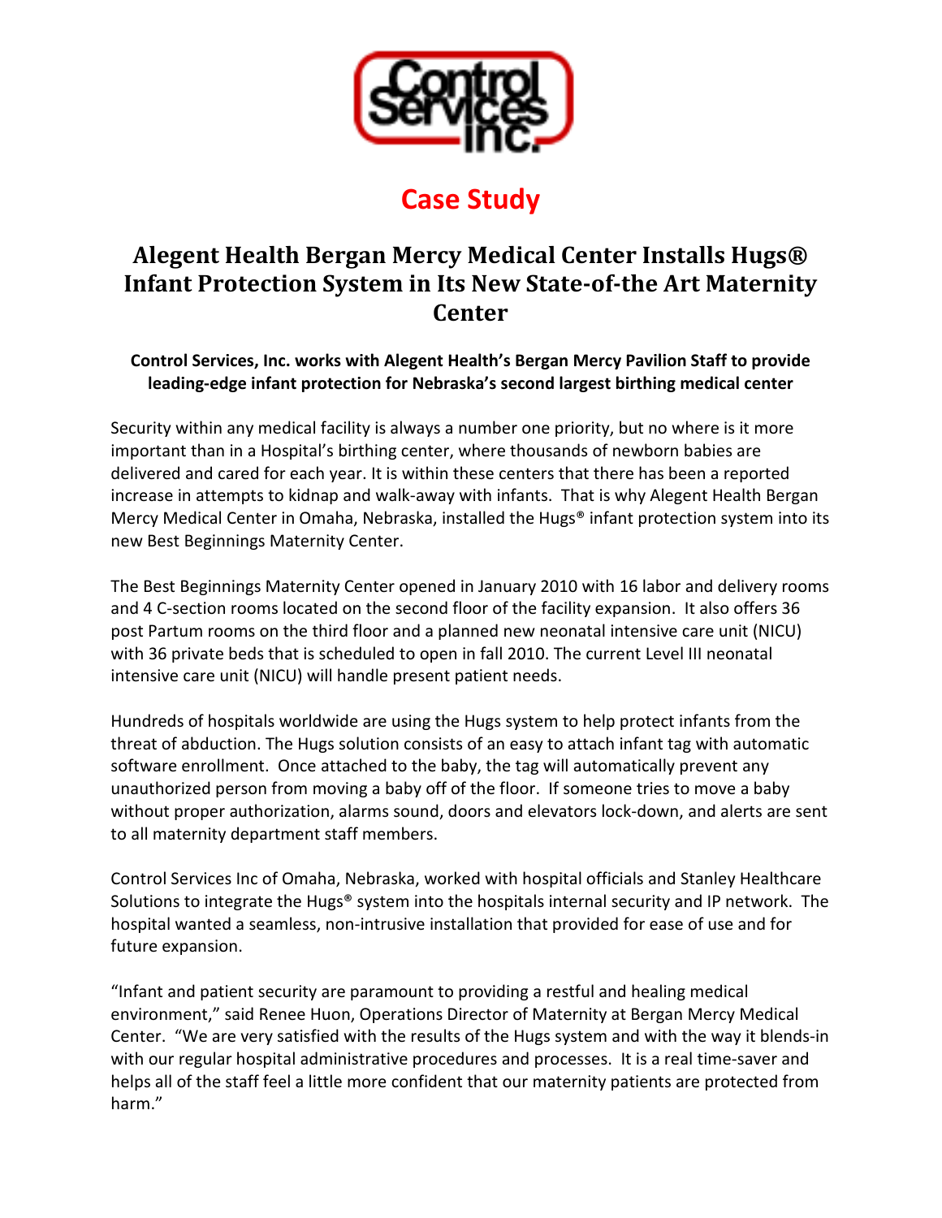# Case Study

## Alegent Health Bergan Mercy Medical Center Installs Hugs® Infant Protection System in Its New State-of-the Art Maternity Center

**Control Services, Inc. works with Alegent Health's Bergan Mercy Pavilion Staff to provide leading-edge infant protection for Nebraska's second largest birthing medical center**

Security within any medical facility is always a number one priority, but no where is it more important than in a Hospital's birthing center, where thousands of newborn babies are delivered and cared for each year. It is within these centers that there has been a reported increase in attempts to kidnap and walk-away with infants. That is why Alegent Health Bergan Mercy Medical Center in Omaha, Nebraska, installed the Hugs® infant protection system into its new Best Beginnings Maternity Center.

The Best Beginnings Maternity Center opened in January 2010 with 16 labor and delivery rooms and 4 C-section rooms located on the second floor of the facility expansion. It also offers 36 post Partum rooms on the third floor and a planned new neonatal intensive care unit (NICU) with 36 private beds that is scheduled to open in fall 2010. The current Level III neonatal intensive care unit (NICU) will handle present patient needs.

Hundreds of hospitals worldwide are using the Hugs system to help protect infants from the threat of abduction. The Hugs solution consists of an easy to attach infant tag with automatic software enrollment. Once attached to the baby, the tag will automatically prevent any unauthorized person from moving a baby off of the floor. If someone tries to move a baby without proper authorization, alarms sound, doors and elevators lock-down, and alerts are sent to all maternity department staff members.

Control Services Inc of Omaha, Nebraska, worked with hospital officials and Stanley Healthcare Solutions to integrate the Hugs® system into the hospitals internal security and IP network. The hospital wanted a seamless, non-intrusive installation that provided for ease of use and for future expansion.

"Infant and patient security are paramount to providing a restful and healing medical environment," said Renee Huon, Operations Director of Maternity at Bergan Mercy Medical Center. "We are very satisfied with the results of the Hugs system and with the way it blends-in with our regular hospital administrative procedures and processes. It is a real time-saver and helps all of the staff feel a little more confident that our maternity patients are protected from harm."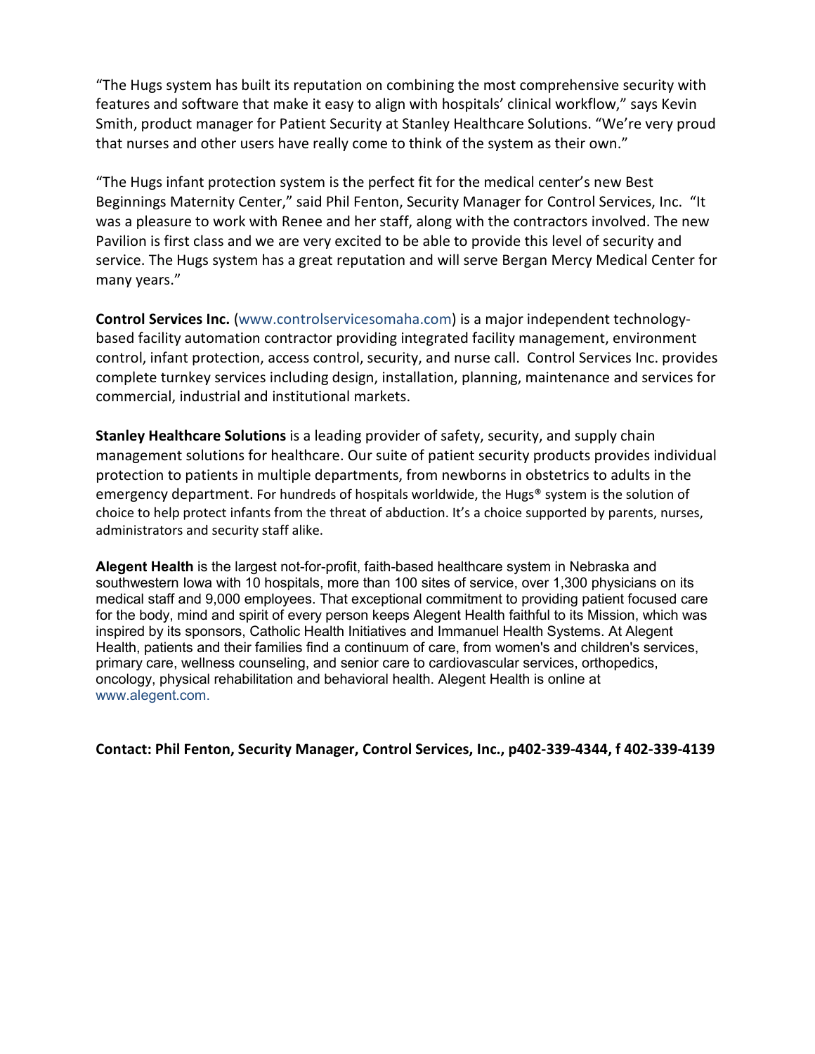"The Hugs system has built its reputation on combining the most comprehensive security with features and software that make it easy to align with hospitals' clinical workflow," says Kevin Smith, product manager for Patient Security at Stanley Healthcare Solutions. "We're very proud that nurses and other users have really come to think of the system as their own."

"The Hugs infant protection system is the perfect fit for the medical center's new Best Beginnings Maternity Center," said Phil Fenton, Security Manager for Control Services, Inc. "It was a pleasure to work with Renee and her staff, along with the contractors involved. The new Pavilion is first class and we are very excited to be able to provide this level of security and service. The Hugs system has a great reputation and will serve Bergan Mercy Medical Center for many years."

**Control Services Inc.** (www.controlservicesomaha.com) is a major independent technology-based facility automation contractor providing integrated facility management, environment control, infant protection, access control, security, and nurse call. Control Services Inc. provides complete turnkey services including design, installation, planning, maintenance and services for commercial, industrial and institutional markets.

**Stanley Healthcare Solutions** is a leading provider of safety, security, and supply chain management solutions for healthcare. Our suite of patient security products provides individual protection to patients in multiple departments, from newborns in obstetrics to adults in the emergency department. For hundreds of hospitals worldwide, the Hugs® system is the solution of choice to help protect infants from the threat of abduction. It's a choice supported by parents, nurses, administrators and security staff alike.

**Alegent Health** is the largest not-for-profit, faith-based healthcare system in Nebraska and southwestern Iowa with 10 hospitals, more than 100 sites of service, over 1,300 physicians on its medical staff and 9,000 employees. That exceptional commitment to providing patient focused care for the body, mind and spirit of every person keeps Alegent Health faithful to its Mission, which was inspired by its sponsors, Catholic Health Initiatives and Immanuel Health Systems. At Alegent Health, patients and their families find a continuum of care, from women's and children's services, primary care, wellness counseling, and senior care to cardiovascular services, orthopedics, oncology, physical rehabilitation and behavioral health. Alegent Health is online at www.alegent.com.

**Contact: Phil Fenton, Security Manager, Control Services, Inc., p402-339-4344, f 402-339-4139**